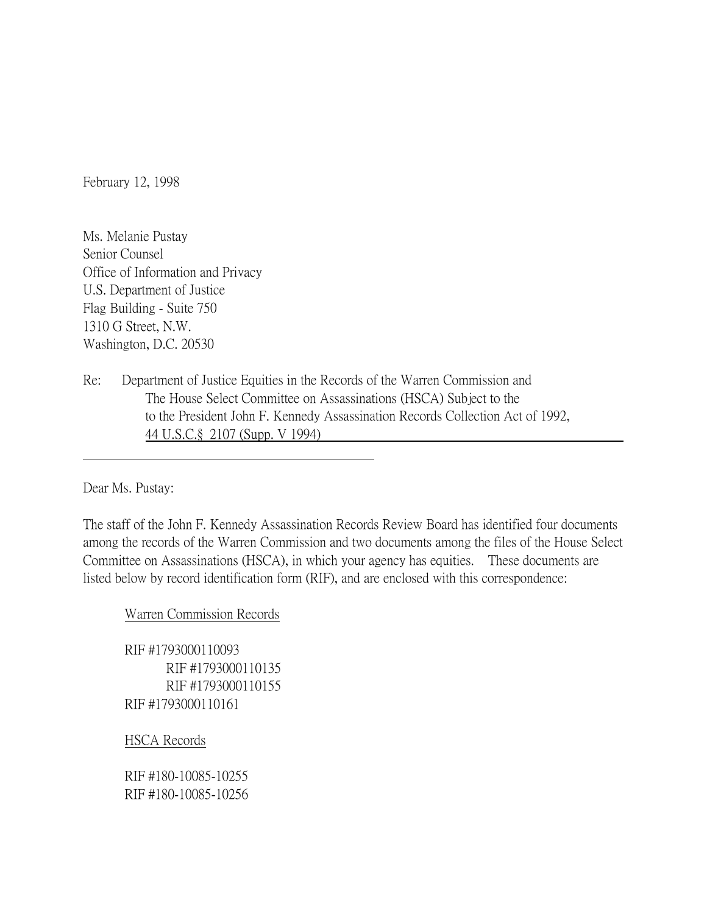February 12, 1998

Ms. Melanie Pustay
Senior Counsel
Office of Information and Privacy
U.S. Department of Justice
Flag Building - Suite 750
1310 G Street, N.W.
Washington, D.C. 20530

Re: Department of Justice Equities in the Records of the Warren Commission and The House Select Committee on Assassinations (HSCA) Subject to the to the President John F. Kennedy Assassination Records Collection Act of 1992, 44 U.S.C.§ 2107 (Supp. V 1994)

Dear Ms. Pustay:

The staff of the John F. Kennedy Assassination Records Review Board has identified four documents among the records of the Warren Commission and two documents among the files of the House Select Committee on Assassinations (HSCA), in which your agency has equities. These documents are listed below by record identification form (RIF), and are enclosed with this correspondence:

Warren Commission Records

RIF #1793000110093
RIF #1793000110135
RIF #1793000110155
RIF #1793000110161

HSCA Records

RIF #180-10085-10255
RIF #180-10085-10256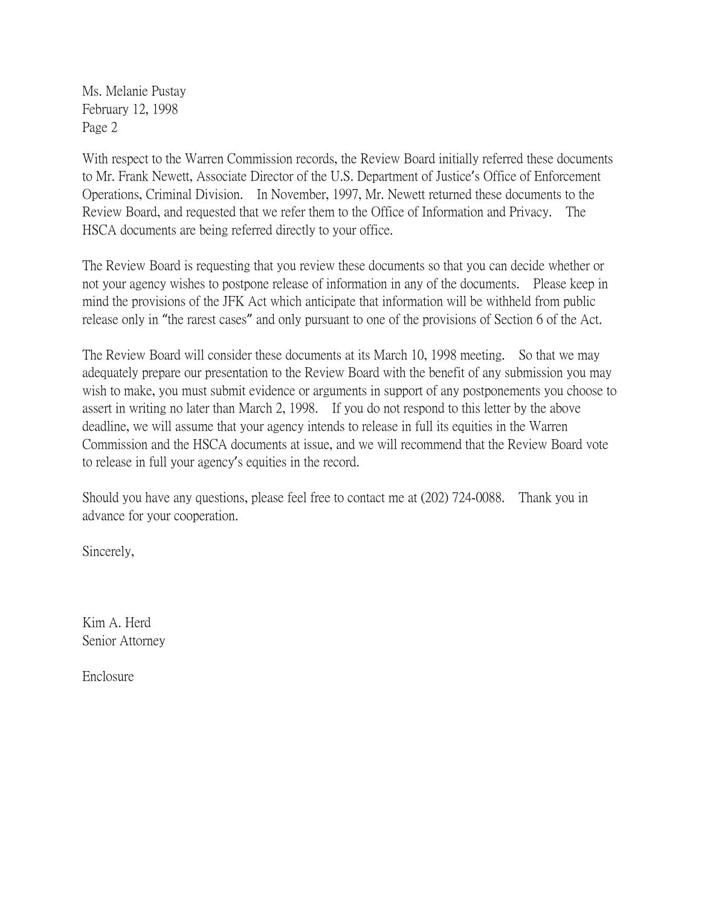Ms. Melanie Pustay
February 12, 1998
Page 2

With respect to the Warren Commission records, the Review Board initially referred these documents to Mr. Frank Newett, Associate Director of the U.S. Department of Justice's Office of Enforcement Operations, Criminal Division. In November, 1997, Mr. Newett returned these documents to the Review Board, and requested that we refer them to the Office of Information and Privacy. The HSCA documents are being referred directly to your office.

The Review Board is requesting that you review these documents so that you can decide whether or not your agency wishes to postpone release of information in any of the documents. Please keep in mind the provisions of the JFK Act which anticipate that information will be withheld from public release only in "the rarest cases" and only pursuant to one of the provisions of Section 6 of the Act.

The Review Board will consider these documents at its March 10, 1998 meeting. So that we may adequately prepare our presentation to the Review Board with the benefit of any submission you may wish to make, you must submit evidence or arguments in support of any postponements you choose to assert in writing no later than March 2, 1998. If you do not respond to this letter by the above deadline, we will assume that your agency intends to release in full its equities in the Warren Commission and the HSCA documents at issue, and we will recommend that the Review Board vote to release in full your agency's equities in the record.

Should you have any questions, please feel free to contact me at (202) 724-0088. Thank you in advance for your cooperation.

Sincerely,

Kim A. Herd
Senior Attorney

Enclosure